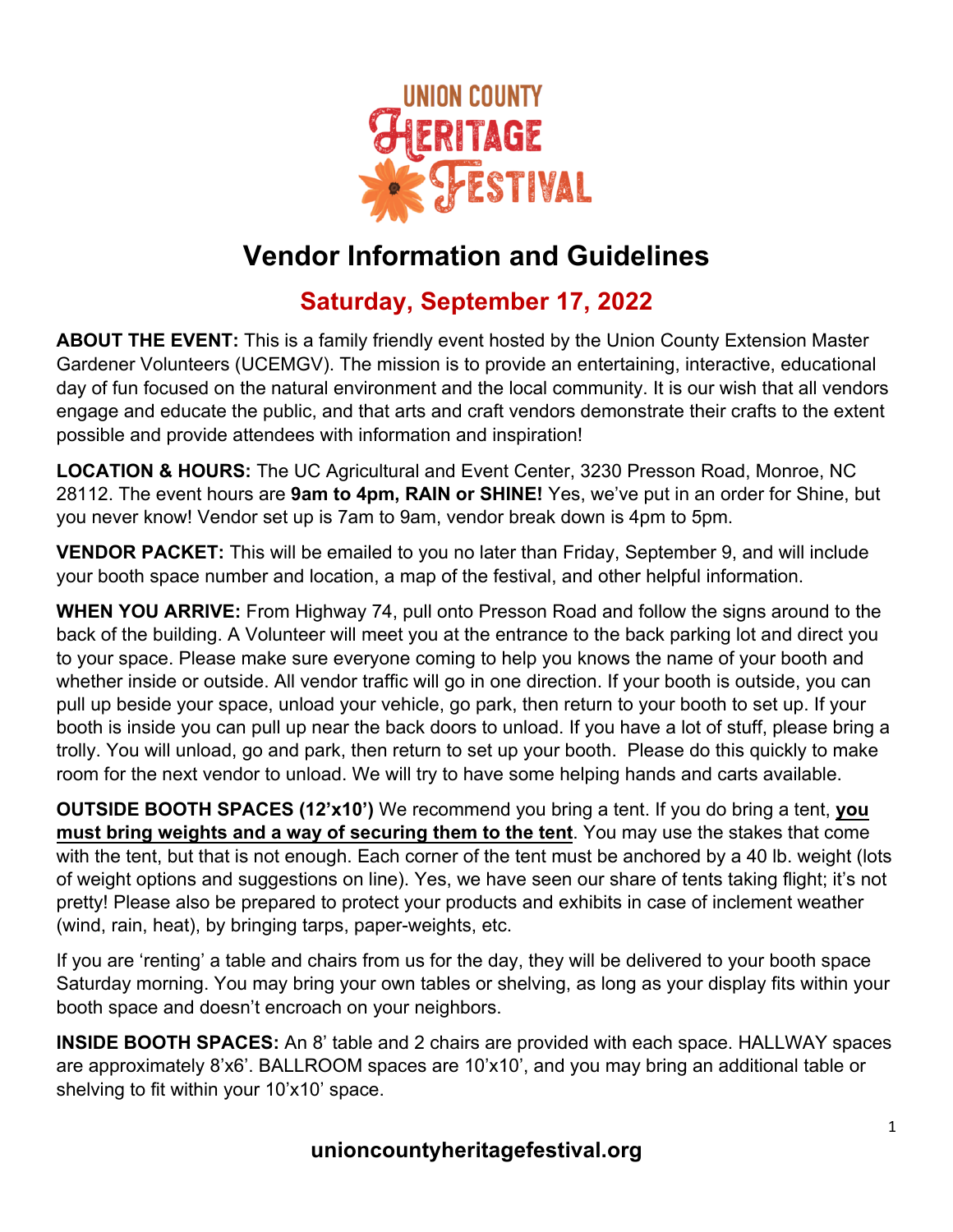# UNION COUNTY HERITAGE FESTIVAL

## Vendor Information and Guidelines

### Saturday, September 17, 2022

**ABOUT THE EVENT:** This is a family friendly event hosted by the Union County Extension Master Gardener Volunteers (UCEMGV). The mission is to provide an entertaining, interactive, educational day of fun focused on the natural environment and the local community. It is our wish that all vendors engage and educate the public, and that arts and craft vendors demonstrate their crafts to the extent possible and provide attendees with information and inspiration!

**LOCATION & HOURS:** The UC Agricultural and Event Center, 3230 Presson Road, Monroe, NC 28112. The event hours are **9am to 4pm, RAIN or SHINE!** Yes, we've put in an order for Shine, but you never know! Vendor set up is 7am to 9am, vendor break down is 4pm to 5pm.

**VENDOR PACKET:** This will be emailed to you no later than Friday, September 9, and will include your booth space number and location, a map of the festival, and other helpful information.

**WHEN YOU ARRIVE:** From Highway 74, pull onto Presson Road and follow the signs around to the back of the building. A Volunteer will meet you at the entrance to the back parking lot and direct you to your space. Please make sure everyone coming to help you knows the name of your booth and whether inside or outside. All vendor traffic will go in one direction. If your booth is outside, you can pull up beside your space, unload your vehicle, go park, then return to your booth to set up. If your booth is inside you can pull up near the back doors to unload. If you have a lot of stuff, please bring a trolly. You will unload, go and park, then return to set up your booth. Please do this quickly to make room for the next vendor to unload. We will try to have some helping hands and carts available.

**OUTSIDE BOOTH SPACES (12'x10')** We recommend you bring a tent. If you do bring a tent, **you must bring weights and a way of securing them to the tent**. You may use the stakes that come with the tent, but that is not enough. Each corner of the tent must be anchored by a 40 lb. weight (lots of weight options and suggestions on line). Yes, we have seen our share of tents taking flight; it's not pretty! Please also be prepared to protect your products and exhibits in case of inclement weather (wind, rain, heat), by bringing tarps, paper-weights, etc.

If you are 'renting' a table and chairs from us for the day, they will be delivered to your booth space Saturday morning. You may bring your own tables or shelving, as long as your display fits within your booth space and doesn't encroach on your neighbors.

**INSIDE BOOTH SPACES:** An 8' table and 2 chairs are provided with each space. HALLWAY spaces are approximately 8'x6'. BALLROOM spaces are 10'x10', and you may bring an additional table or shelving to fit within your 10'x10' space.

**unioncountyheritagefestival.org**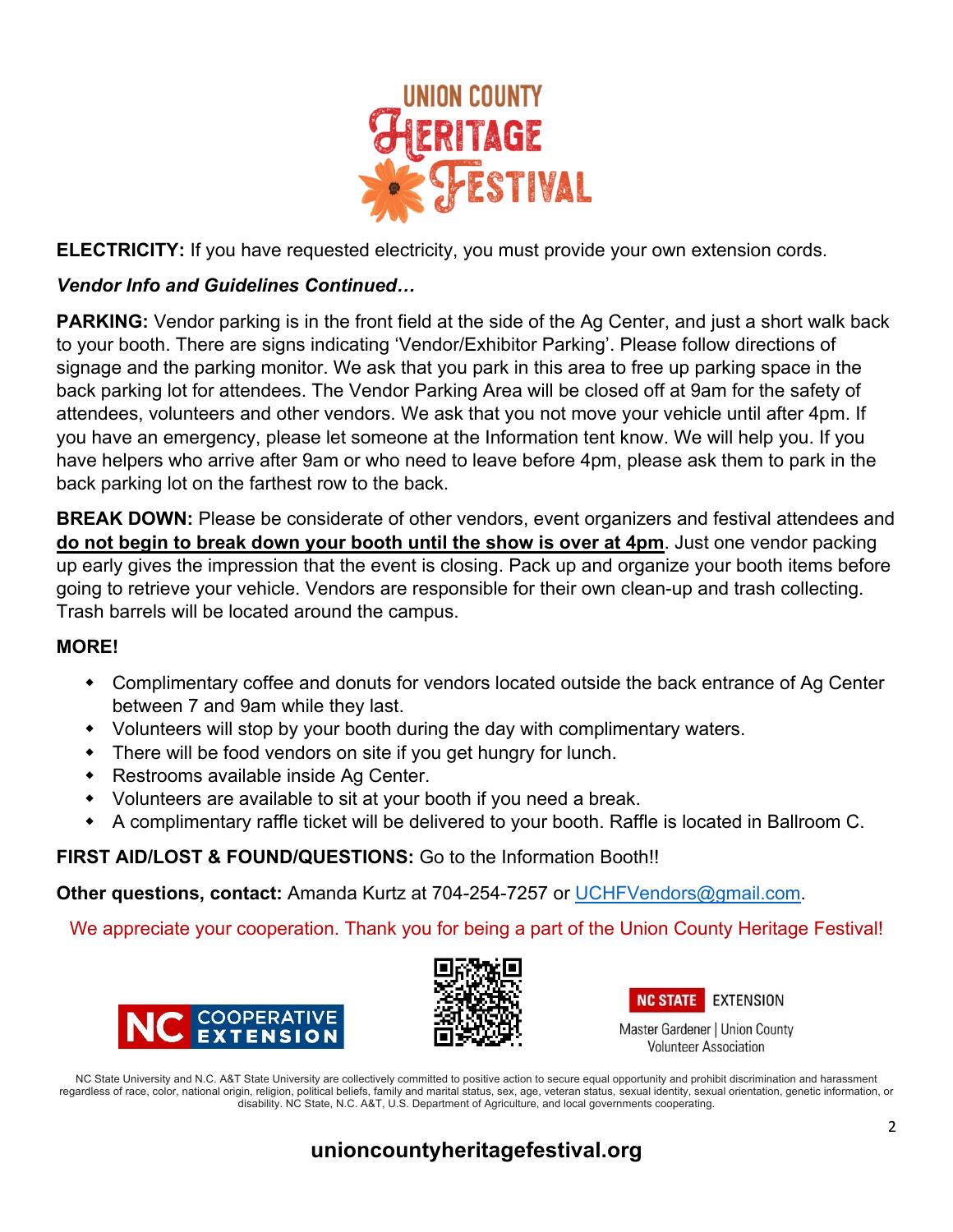# UNION COUNTY HERITAGE FESTIVAL

**ELECTRICITY:** If you have requested electricity, you must provide your own extension cords.

***Vendor Info and Guidelines Continued…***

**PARKING:** Vendor parking is in the front field at the side of the Ag Center, and just a short walk back to your booth. There are signs indicating 'Vendor/Exhibitor Parking'. Please follow directions of signage and the parking monitor. We ask that you park in this area to free up parking space in the back parking lot for attendees. The Vendor Parking Area will be closed off at 9am for the safety of attendees, volunteers and other vendors. We ask that you not move your vehicle until after 4pm. If you have an emergency, please let someone at the Information tent know. We will help you. If you have helpers who arrive after 9am or who need to leave before 4pm, please ask them to park in the back parking lot on the farthest row to the back.

**BREAK DOWN:** Please be considerate of other vendors, event organizers and festival attendees and **do not begin to break down your booth until the show is over at 4pm**. Just one vendor packing up early gives the impression that the event is closing. Pack up and organize your booth items before going to retrieve your vehicle. Vendors are responsible for their own clean-up and trash collecting. Trash barrels will be located around the campus.

**MORE!**

- Complimentary coffee and donuts for vendors located outside the back entrance of Ag Center between 7 and 9am while they last.
- Volunteers will stop by your booth during the day with complimentary waters.
- There will be food vendors on site if you get hungry for lunch.
- Restrooms available inside Ag Center.
- Volunteers are available to sit at your booth if you need a break.
- A complimentary raffle ticket will be delivered to your booth. Raffle is located in Ballroom C.

**FIRST AID/LOST & FOUND/QUESTIONS:** Go to the Information Booth!!

**Other questions, contact:** Amanda Kurtz at 704-254-7257 or UCHFVendors@gmail.com.

We appreciate your cooperation. Thank you for being a part of the Union County Heritage Festival!

NC COOPERATIVE EXTENSION

NC STATE EXTENSION
Master Gardener | Union County Volunteer Association

NC State University and N.C. A&T State University are collectively committed to positive action to secure equal opportunity and prohibit discrimination and harassment regardless of race, color, national origin, religion, political beliefs, family and marital status, sex, age, veteran status, sexual identity, sexual orientation, genetic information, or disability. NC State, N.C. A&T, U.S. Department of Agriculture, and local governments cooperating.

**unioncountyheritagefestival.org**